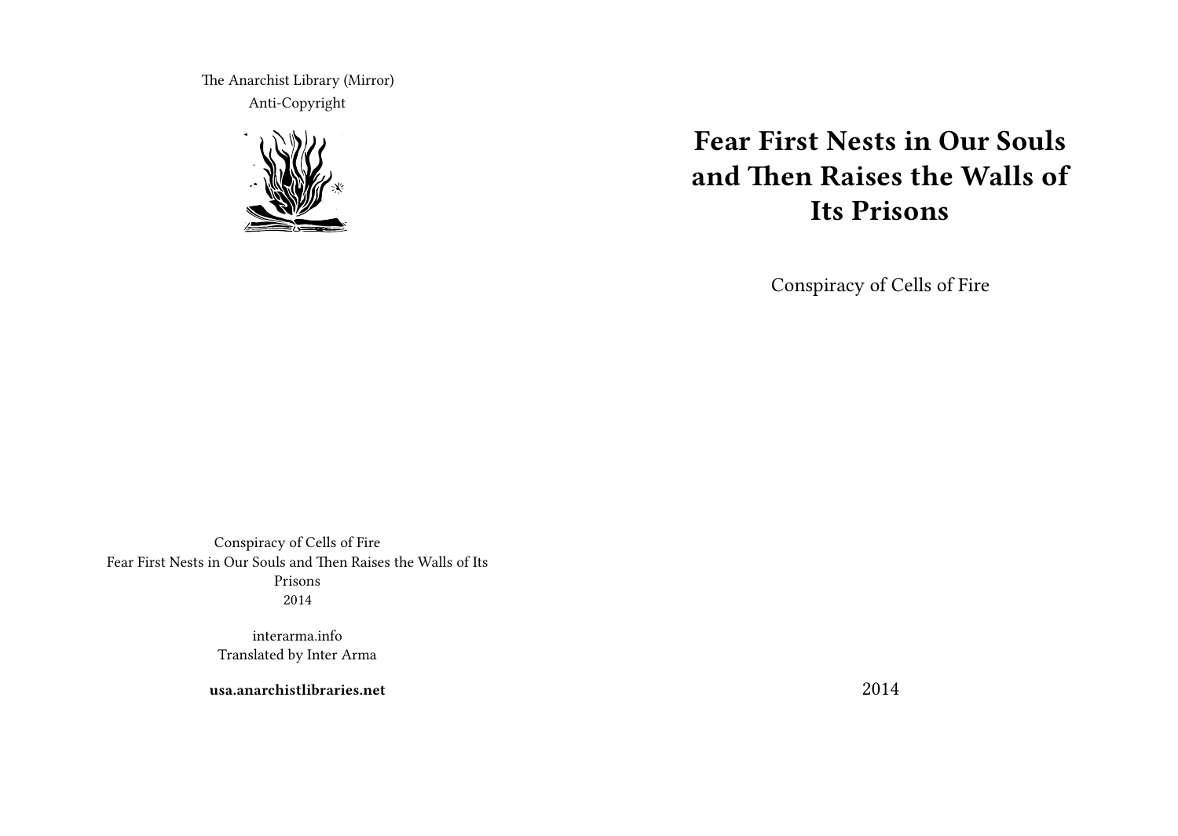The Anarchist Library (Mirror)
Anti-Copyright

# Fear First Nests in Our Souls and Then Raises the Walls of Its Prisons

Conspiracy of Cells of Fire

2014

Conspiracy of Cells of Fire
Fear First Nests in Our Souls and Then Raises the Walls of Its Prisons
2014

interarma.info
Translated by Inter Arma

**usa.anarchistlibraries.net**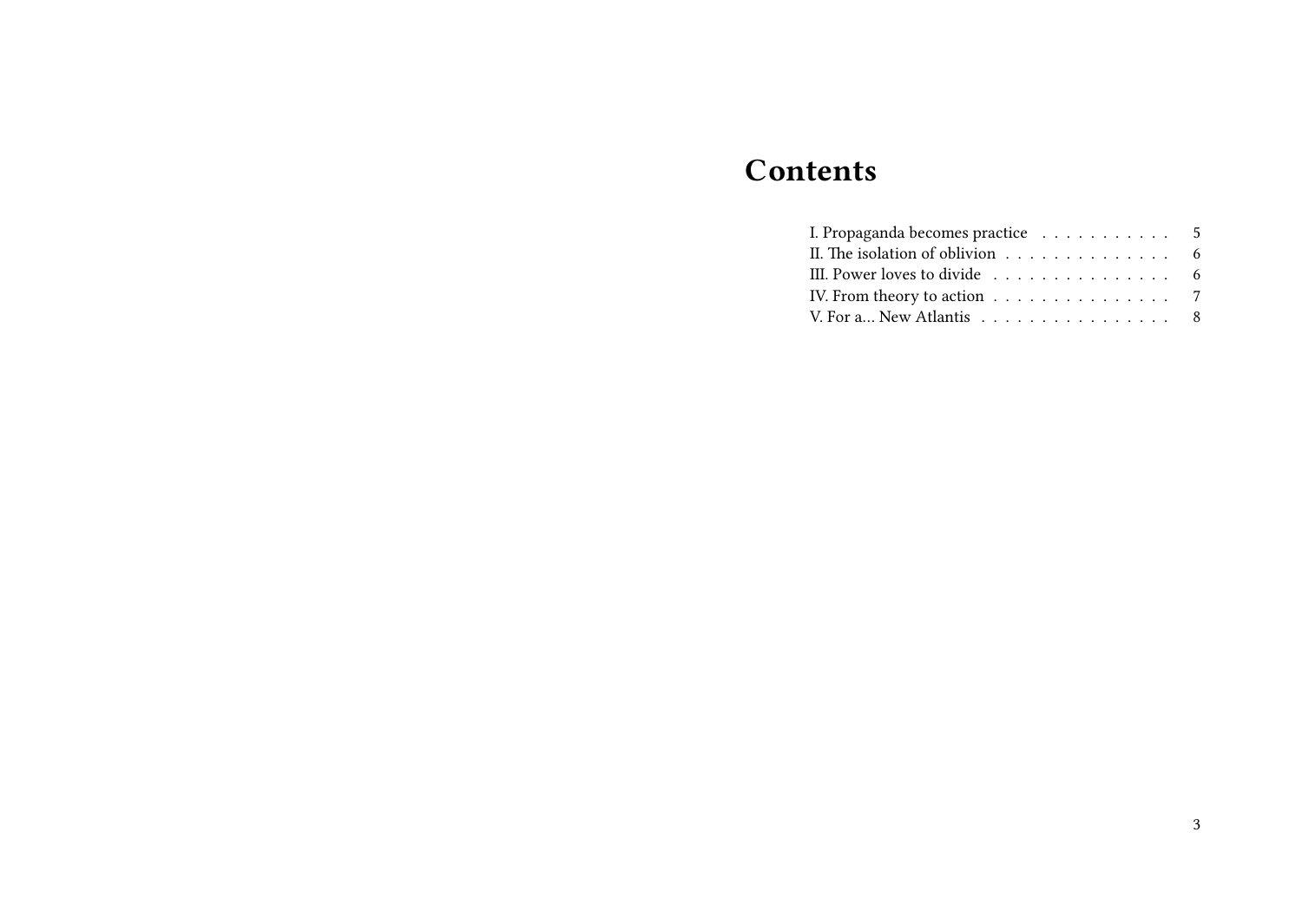# Contents

I. Propaganda becomes practice . . . . . . . . . . . 5
II. The isolation of oblivion . . . . . . . . . . . . . . 6
III. Power loves to divide . . . . . . . . . . . . . . . 6
IV. From theory to action . . . . . . . . . . . . . . . 7
V. For a… New Atlantis . . . . . . . . . . . . . . . . 8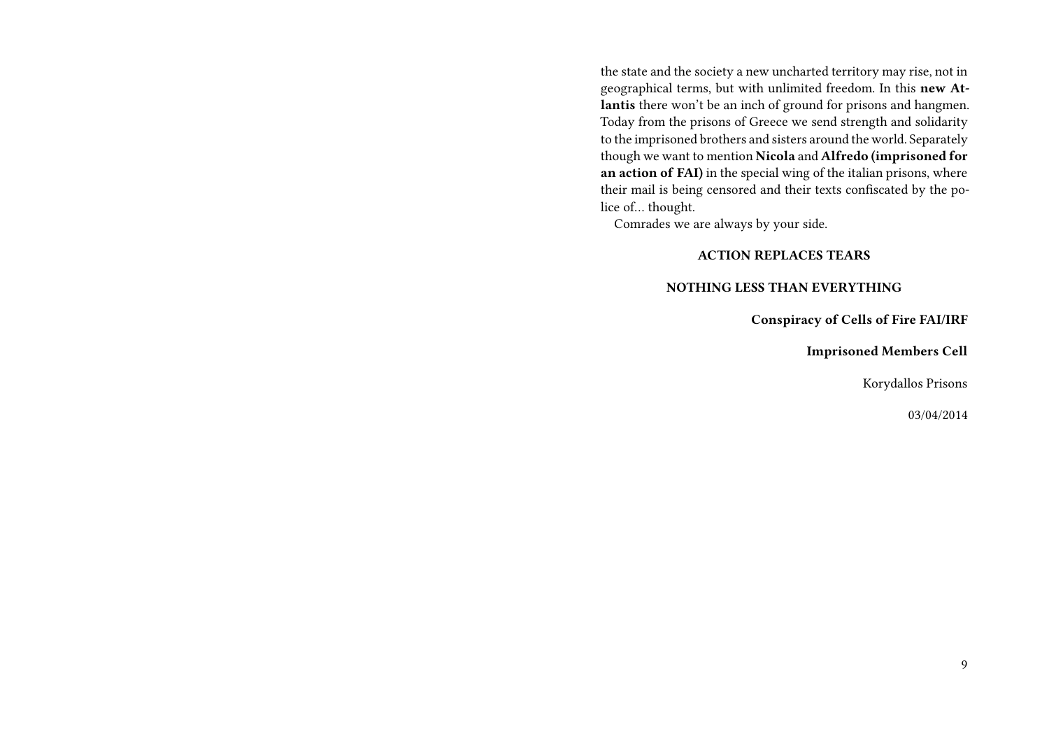the state and the society a new uncharted territory may rise, not in geographical terms, but with unlimited freedom. In this **new Atlantis** there won't be an inch of ground for prisons and hangmen. Today from the prisons of Greece we send strength and solidarity to the imprisoned brothers and sisters around the world. Separately though we want to mention **Nicola** and **Alfredo (imprisoned for an action of FAI)** in the special wing of the italian prisons, where their mail is being censored and their texts confiscated by the police of… thought.

Comrades we are always by your side.

**ACTION REPLACES TEARS**

**NOTHING LESS THAN EVERYTHING**

**Conspiracy of Cells of Fire FAI/IRF**

**Imprisoned Members Cell**

Korydallos Prisons

03/04/2014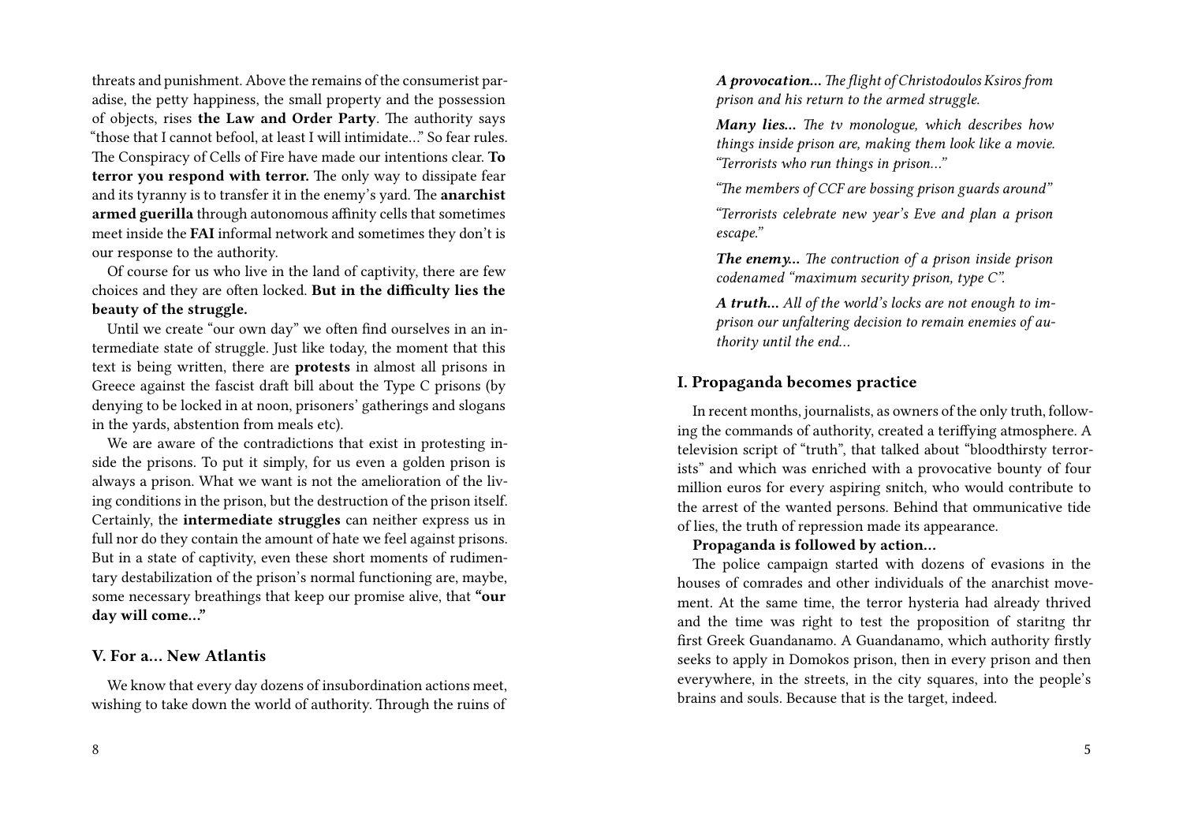threats and punishment. Above the remains of the consumerist paradise, the petty happiness, the small property and the possession of objects, rises **the Law and Order Party**. The authority says "those that I cannot befool, at least I will intimidate…" So fear rules. The Conspiracy of Cells of Fire have made our intentions clear. **To terror you respond with terror.** The only way to dissipate fear and its tyranny is to transfer it in the enemy's yard. The **anarchist armed guerilla** through autonomous affinity cells that sometimes meet inside the **FAI** informal network and sometimes they don't is our response to the authority.

Of course for us who live in the land of captivity, there are few choices and they are often locked. **But in the difficulty lies the beauty of the struggle.**

Until we create "our own day" we often find ourselves in an intermediate state of struggle. Just like today, the moment that this text is being written, there are **protests** in almost all prisons in Greece against the fascist draft bill about the Type C prisons (by denying to be locked in at noon, prisoners' gatherings and slogans in the yards, abstention from meals etc).

We are aware of the contradictions that exist in protesting inside the prisons. To put it simply, for us even a golden prison is always a prison. What we want is not the amelioration of the living conditions in the prison, but the destruction of the prison itself. Certainly, the **intermediate struggles** can neither express us in full nor do they contain the amount of hate we feel against prisons. But in a state of captivity, even these short moments of rudimentary destabilization of the prison's normal functioning are, maybe, some necessary breathings that keep our promise alive, that **"our day will come…"**

## V. For a… New Atlantis

We know that every day dozens of insubordination actions meet, wishing to take down the world of authority. Through the ruins of

***A provocation…*** *The flight of Christodoulos Ksiros from prison and his return to the armed struggle.*

***Many lies…*** *The tv monologue, which describes how things inside prison are, making them look like a movie. "Terrorists who run things in prison…"*

*"The members of CCF are bossing prison guards around"*

*"Terrorists celebrate new year's Eve and plan a prison escape."*

***The enemy…*** *The contruction of a prison inside prison codenamed "maximum security prison, type C".*

***A truth…*** *All of the world's locks are not enough to imprison our unfaltering decision to remain enemies of authority until the end…*

## I. Propaganda becomes practice

In recent months, journalists, as owners of the only truth, following the commands of authority, created a teriffying atmosphere. A television script of "truth", that talked about "bloodthirsty terrorists" and which was enriched with a provocative bounty of four million euros for every aspiring snitch, who would contribute to the arrest of the wanted persons. Behind that ommunicative tide of lies, the truth of repression made its appearance.

**Propaganda is followed by action…**

The police campaign started with dozens of evasions in the houses of comrades and other individuals of the anarchist movement. At the same time, the terror hysteria had already thrived and the time was right to test the proposition of staritng thr first Greek Guandanamo. A Guandanamo, which authority firstly seeks to apply in Domokos prison, then in every prison and then everywhere, in the streets, in the city squares, into the people's brains and souls. Because that is the target, indeed.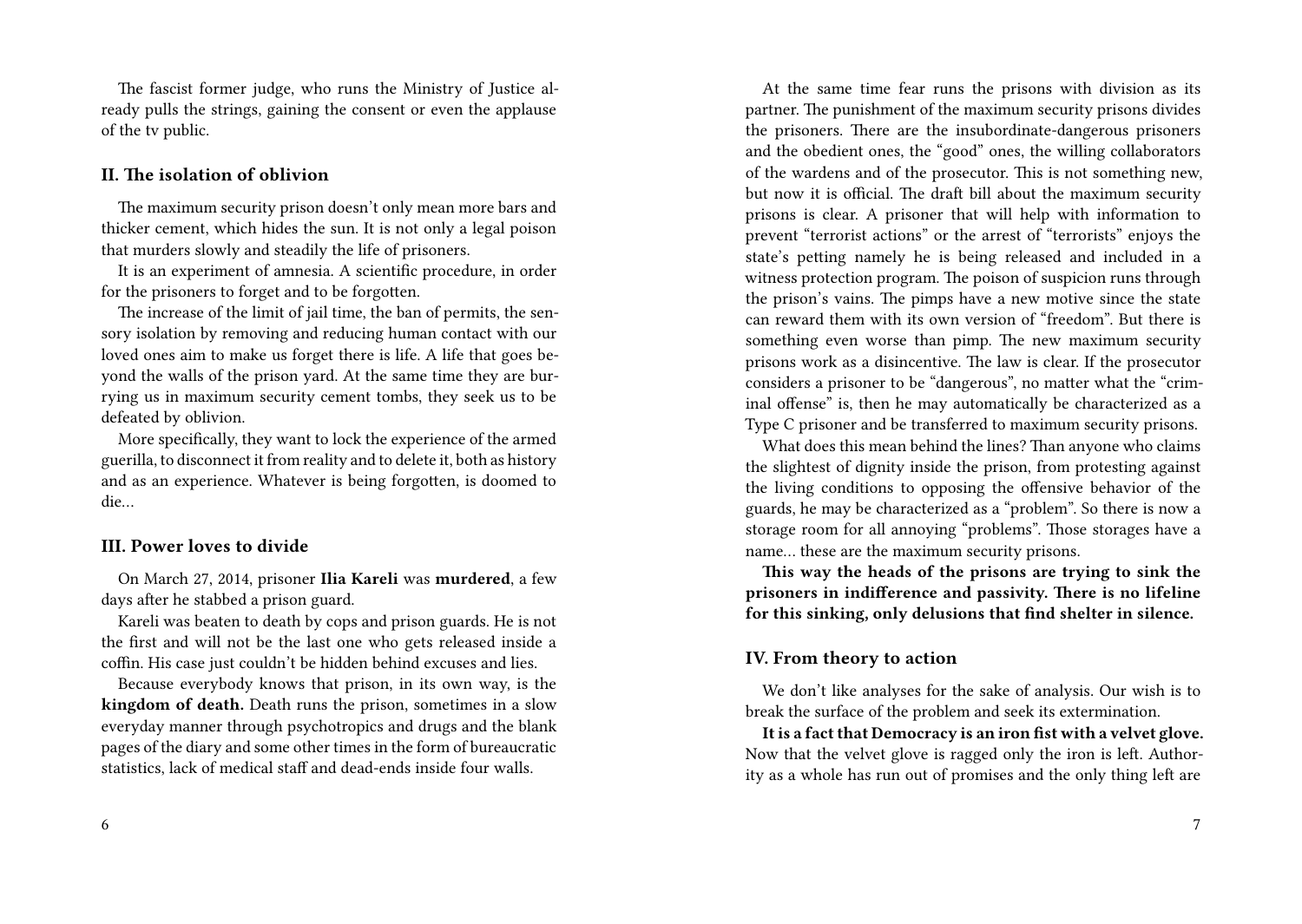The fascist former judge, who runs the Ministry of Justice already pulls the strings, gaining the consent or even the applause of the tv public.

### II. The isolation of oblivion

The maximum security prison doesn't only mean more bars and thicker cement, which hides the sun. It is not only a legal poison that murders slowly and steadily the life of prisoners.

It is an experiment of amnesia. A scientific procedure, in order for the prisoners to forget and to be forgotten.

The increase of the limit of jail time, the ban of permits, the sensory isolation by removing and reducing human contact with our loved ones aim to make us forget there is life. A life that goes beyond the walls of the prison yard. At the same time they are burrying us in maximum security cement tombs, they seek us to be defeated by oblivion.

More specifically, they want to lock the experience of the armed guerilla, to disconnect it from reality and to delete it, both as history and as an experience. Whatever is being forgotten, is doomed to die…

### III. Power loves to divide

On March 27, 2014, prisoner **Ilia Kareli** was **murdered**, a few days after he stabbed a prison guard.

Kareli was beaten to death by cops and prison guards. He is not the first and will not be the last one who gets released inside a coffin. His case just couldn't be hidden behind excuses and lies.

Because everybody knows that prison, in its own way, is the **kingdom of death.** Death runs the prison, sometimes in a slow everyday manner through psychotropics and drugs and the blank pages of the diary and some other times in the form of bureaucratic statistics, lack of medical staff and dead-ends inside four walls.

At the same time fear runs the prisons with division as its partner. The punishment of the maximum security prisons divides the prisoners. There are the insubordinate-dangerous prisoners and the obedient ones, the "good" ones, the willing collaborators of the wardens and of the prosecutor. This is not something new, but now it is official. The draft bill about the maximum security prisons is clear. A prisoner that will help with information to prevent "terrorist actions" or the arrest of "terrorists" enjoys the state's petting namely he is being released and included in a witness protection program. The poison of suspicion runs through the prison's vains. The pimps have a new motive since the state can reward them with its own version of "freedom". But there is something even worse than pimp. The new maximum security prisons work as a disincentive. The law is clear. If the prosecutor considers a prisoner to be "dangerous", no matter what the "criminal offense" is, then he may automatically be characterized as a Type C prisoner and be transferred to maximum security prisons.

What does this mean behind the lines? Than anyone who claims the slightest of dignity inside the prison, from protesting against the living conditions to opposing the offensive behavior of the guards, he may be characterized as a "problem". So there is now a storage room for all annoying "problems". Those storages have a name… these are the maximum security prisons.

**This way the heads of the prisons are trying to sink the prisoners in indifference and passivity. There is no lifeline for this sinking, only delusions that find shelter in silence.**

### IV. From theory to action

We don't like analyses for the sake of analysis. Our wish is to break the surface of the problem and seek its extermination.

**It is a fact that Democracy is an iron fist with a velvet glove.** Now that the velvet glove is ragged only the iron is left. Authority as a whole has run out of promises and the only thing left are